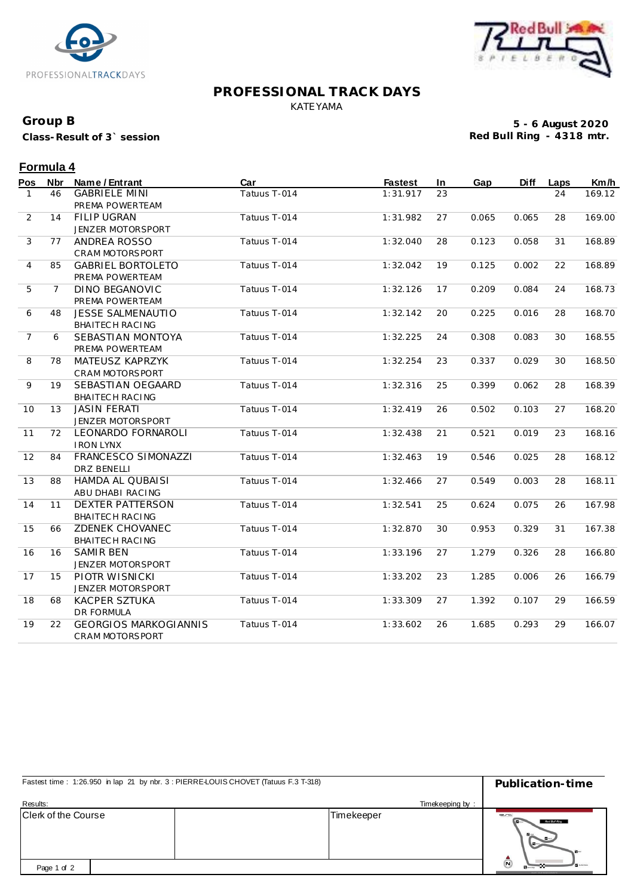# PROFESSIONAL TRACK DAYS

KATEYAMA

**Group B**

**Class-Result of 3` session**

**5 - 6 August 2020**
**Red Bull Ring - 4318 mtr.**

## Formula 4

| Pos | Nbr | Name / Entrant | Car | Fastest | In | Gap | Diff | Laps | Km/h |
|---|---|---|---|---|---|---|---|---|---|
| 1 | 46 | GABRIELE MINI<br>PREMA POWERTEAM | Tatuus T-014 | 1:31.917 | 23 | | | 24 | 169.12 |
| 2 | 14 | FILIP UGRAN<br>JENZER MOTORSPORT | Tatuus T-014 | 1:31.982 | 27 | 0.065 | 0.065 | 28 | 169.00 |
| 3 | 77 | ANDREA ROSSO<br>CRAM MOTORSPORT | Tatuus T-014 | 1:32.040 | 28 | 0.123 | 0.058 | 31 | 168.89 |
| 4 | 85 | GABRIEL BORTOLETO<br>PREMA POWERTEAM | Tatuus T-014 | 1:32.042 | 19 | 0.125 | 0.002 | 22 | 168.89 |
| 5 | 7 | DINO BEGANOVIC<br>PREMA POWERTEAM | Tatuus T-014 | 1:32.126 | 17 | 0.209 | 0.084 | 24 | 168.73 |
| 6 | 48 | JESSE SALMENAUTIO<br>BHAITECH RACING | Tatuus T-014 | 1:32.142 | 20 | 0.225 | 0.016 | 28 | 168.70 |
| 7 | 6 | SEBASTIAN MONTOYA<br>PREMA POWERTEAM | Tatuus T-014 | 1:32.225 | 24 | 0.308 | 0.083 | 30 | 168.55 |
| 8 | 78 | MATEUSZ KAPRZYK<br>CRAM MOTORSPORT | Tatuus T-014 | 1:32.254 | 23 | 0.337 | 0.029 | 30 | 168.50 |
| 9 | 19 | SEBASTIAN OEGAARD<br>BHAITECH RACING | Tatuus T-014 | 1:32.316 | 25 | 0.399 | 0.062 | 28 | 168.39 |
| 10 | 13 | JASIN FERATI<br>JENZER MOTORSPORT | Tatuus T-014 | 1:32.419 | 26 | 0.502 | 0.103 | 27 | 168.20 |
| 11 | 72 | LEONARDO FORNAROLI<br>IRON LYNX | Tatuus T-014 | 1:32.438 | 21 | 0.521 | 0.019 | 23 | 168.16 |
| 12 | 84 | FRANCESCO SIMONAZZI<br>DRZ BENELLI | Tatuus T-014 | 1:32.463 | 19 | 0.546 | 0.025 | 28 | 168.12 |
| 13 | 88 | HAMDA AL QUBAISI<br>ABU DHABI RACING | Tatuus T-014 | 1:32.466 | 27 | 0.549 | 0.003 | 28 | 168.11 |
| 14 | 11 | DEXTER PATTERSON<br>BHAITECH RACING | Tatuus T-014 | 1:32.541 | 25 | 0.624 | 0.075 | 26 | 167.98 |
| 15 | 66 | ZDENEK CHOVANEC<br>BHAITECH RACING | Tatuus T-014 | 1:32.870 | 30 | 0.953 | 0.329 | 31 | 167.38 |
| 16 | 16 | SAMIR BEN<br>JENZER MOTORSPORT | Tatuus T-014 | 1:33.196 | 27 | 1.279 | 0.326 | 28 | 166.80 |
| 17 | 15 | PIOTR WISNICKI<br>JENZER MOTORSPORT | Tatuus T-014 | 1:33.202 | 23 | 1.285 | 0.006 | 26 | 166.79 |
| 18 | 68 | KACPER SZTUKA<br>DR FORMULA | Tatuus T-014 | 1:33.309 | 27 | 1.392 | 0.107 | 29 | 166.59 |
| 19 | 22 | GEORGIOS MARKOGIANNIS<br>CRAM MOTORSPORT | Tatuus T-014 | 1:33.602 | 26 | 1.685 | 0.293 | 29 | 166.07 |

Fastest time : 1:26.950 in lap 21 by nbr. 3 : PIERRE-LOUIS CHOVET (Tatuus F.3 T-318)

**Publication-time**

Results: Timekeeping by :

| Clerk of the Course | | Timekeeper |
|---|---|---|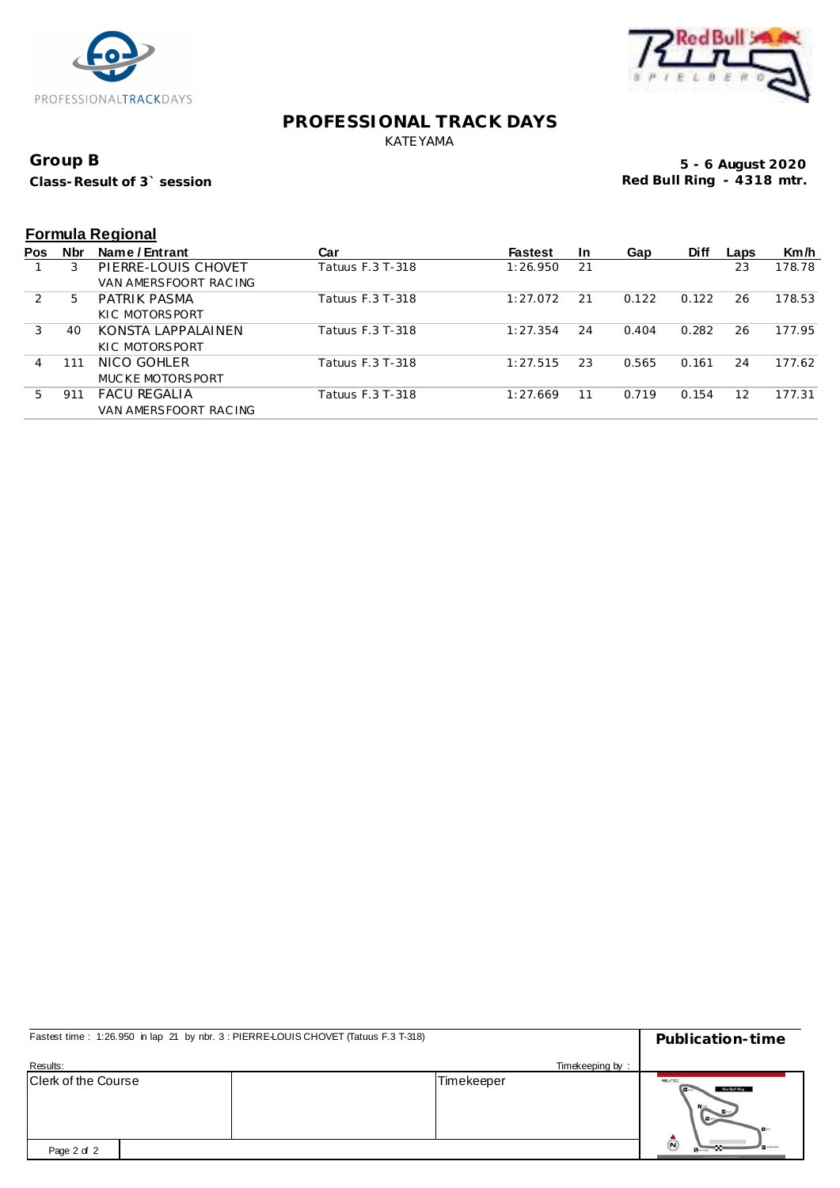# PROFESSIONAL TRACK DAYS

KATEYAMA

**Group B**

**Class-Result of 3` session**

**5 - 6 August 2020**

**Red Bull Ring - 4318 mtr.**

## Formula Regional

| Pos | Nbr | Name / Entrant | Car | Fastest | In | Gap | Diff | Laps | Km/h |
|---|---|---|---|---|---|---|---|---|---|
| 1 | 3 | PIERRE-LOUIS CHOVET<br>VAN AMERSFOORT RACING | Tatuus F.3 T-318 | 1:26.950 | 21 | | | 23 | 178.78 |
| 2 | 5 | PATRIK PASMA<br>KIC MOTORSPORT | Tatuus F.3 T-318 | 1:27.072 | 21 | 0.122 | 0.122 | 26 | 178.53 |
| 3 | 40 | KONSTA LAPPALAINEN<br>KIC MOTORSPORT | Tatuus F.3 T-318 | 1:27.354 | 24 | 0.404 | 0.282 | 26 | 177.95 |
| 4 | 111 | NICO GOHLER<br>MUCKE MOTORSPORT | Tatuus F.3 T-318 | 1:27.515 | 23 | 0.565 | 0.161 | 24 | 177.62 |
| 5 | 911 | FACU REGALIA<br>VAN AMERSFOORT RACING | Tatuus F.3 T-318 | 1:27.669 | 11 | 0.719 | 0.154 | 12 | 177.31 |

Fastest time : 1:26.950 in lap 21 by nbr. 3 : PIERRE-LOUIS CHOVET (Tatuus F.3 T-318)

**Publication-time**

Results:

Timekeeping by :

| | | |
|---|---|---|
| Clerk of the Course | | Timekeeper |